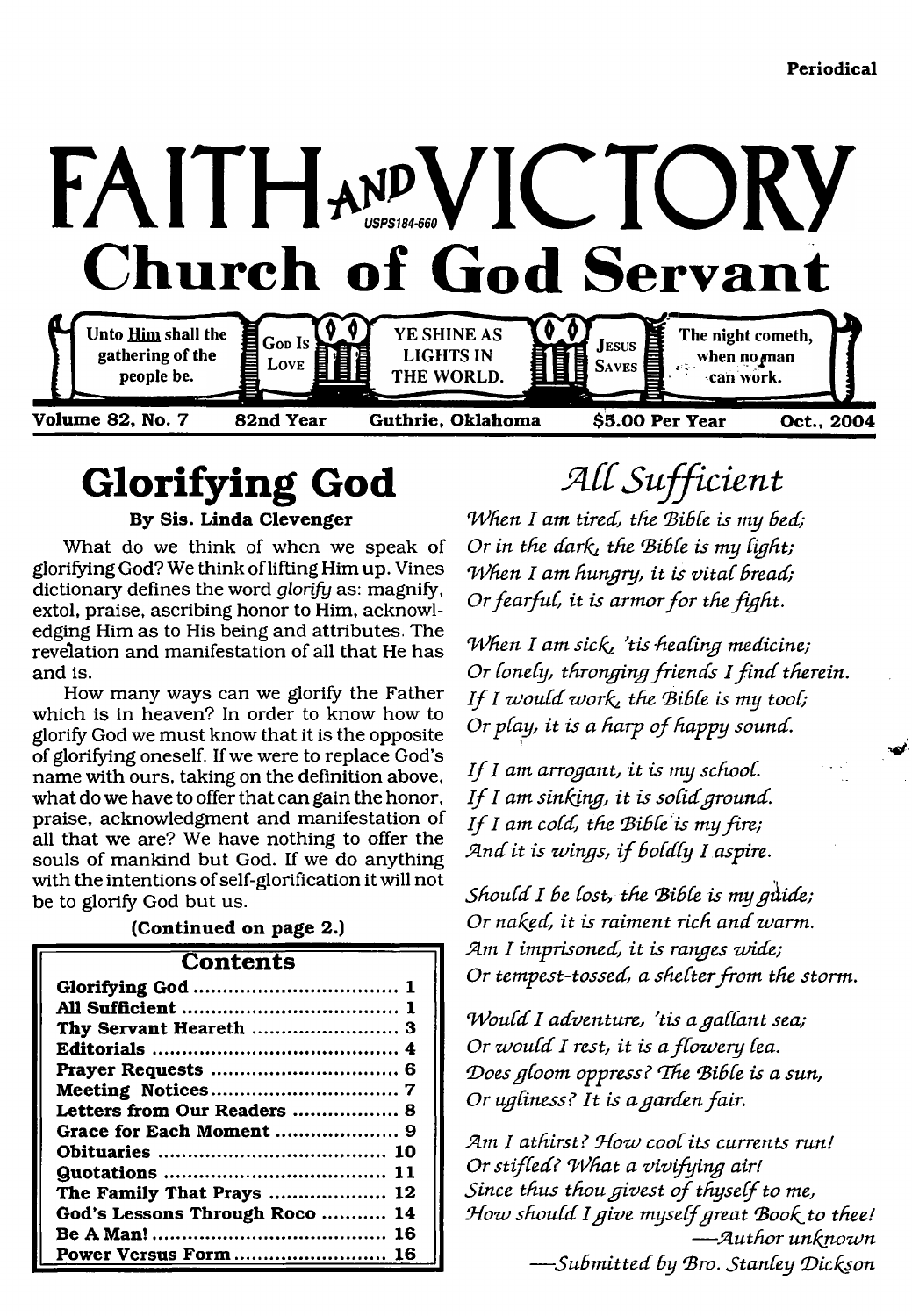Periodical

# FAITH AND VICTORY

USPS184-660

## Church of God Servant

Unto Him shall the gathering of the people be. | GOD IS LOVE | YE SHINE AS LIGHTS IN THE WORLD. | JESUS SAVES | The night cometh, when no man can work.

**Volume 82, No. 7** **82nd Year** **Guthrie, Oklahoma** **$5.00 Per Year** **Oct., 2004**

## Glorifying God

**By Sis. Linda Clevenger**

What do we think of when we speak of glorifying God? We think of lifting Him up. Vines dictionary defines the word *glorify* as: magnify, extol, praise, ascribing honor to Him, acknowledging Him as to His being and attributes. The revelation and manifestation of all that He has and is.

How many ways can we glorify the Father which is in heaven? In order to know how to glorify God we must know that it is the opposite of glorifying oneself. If we were to replace God's name with ours, taking on the definition above, what do we have to offer that can gain the honor, praise, acknowledgment and manifestation of all that we are? We have nothing to offer the souls of mankind but God. If we do anything with the intentions of self-glorification it will not be to glorify God but us.

**(Continued on page 2.)**

| Contents | |
|---|---|
| Glorifying God | 1 |
| All Sufficient | 1 |
| Thy Servant Heareth | 3 |
| Editorials | 4 |
| Prayer Requests | 6 |
| Meeting Notices | 7 |
| Letters from Our Readers | 8 |
| Grace for Each Moment | 9 |
| Obituaries | 10 |
| Quotations | 11 |
| The Family That Prays | 12 |
| God's Lessons Through Roco | 14 |
| Be A Man! | 16 |
| Power Versus Form | 16 |

## *All Sufficient*

*When I am tired, the Bible is my bed;*
*Or in the dark, the Bible is my light;*
*When I am hungry, it is vital bread;*
*Or fearful, it is armor for the fight.*

*When I am sick, 'tis healing medicine;*
*Or lonely, thronging friends I find therein.*
*If I would work, the Bible is my tool;*
*Or play, it is a harp of happy sound.*

*If I am arrogant, it is my school.*
*If I am sinking, it is solid ground.*
*If I am cold, the Bible is my fire;*
*And it is wings, if boldly I aspire.*

*Should I be lost, the Bible is my guide;*
*Or naked, it is raiment rich and warm.*
*Am I imprisoned, it is ranges wide;*
*Or tempest-tossed, a shelter from the storm.*

*Would I adventure, 'tis a gallant sea;*
*Or would I rest, it is a flowery lea.*
*Does gloom oppress? The Bible is a sun,*
*Or ugliness? It is a garden fair.*

*Am I athirst? How cool its currents run!*
*Or stifled? What a vivifying air!*
*Since thus thou givest of thyself to me,*
*How should I give myself great Book to thee!*

*—Author unknown*

*—Submitted by Bro. Stanley Dickson*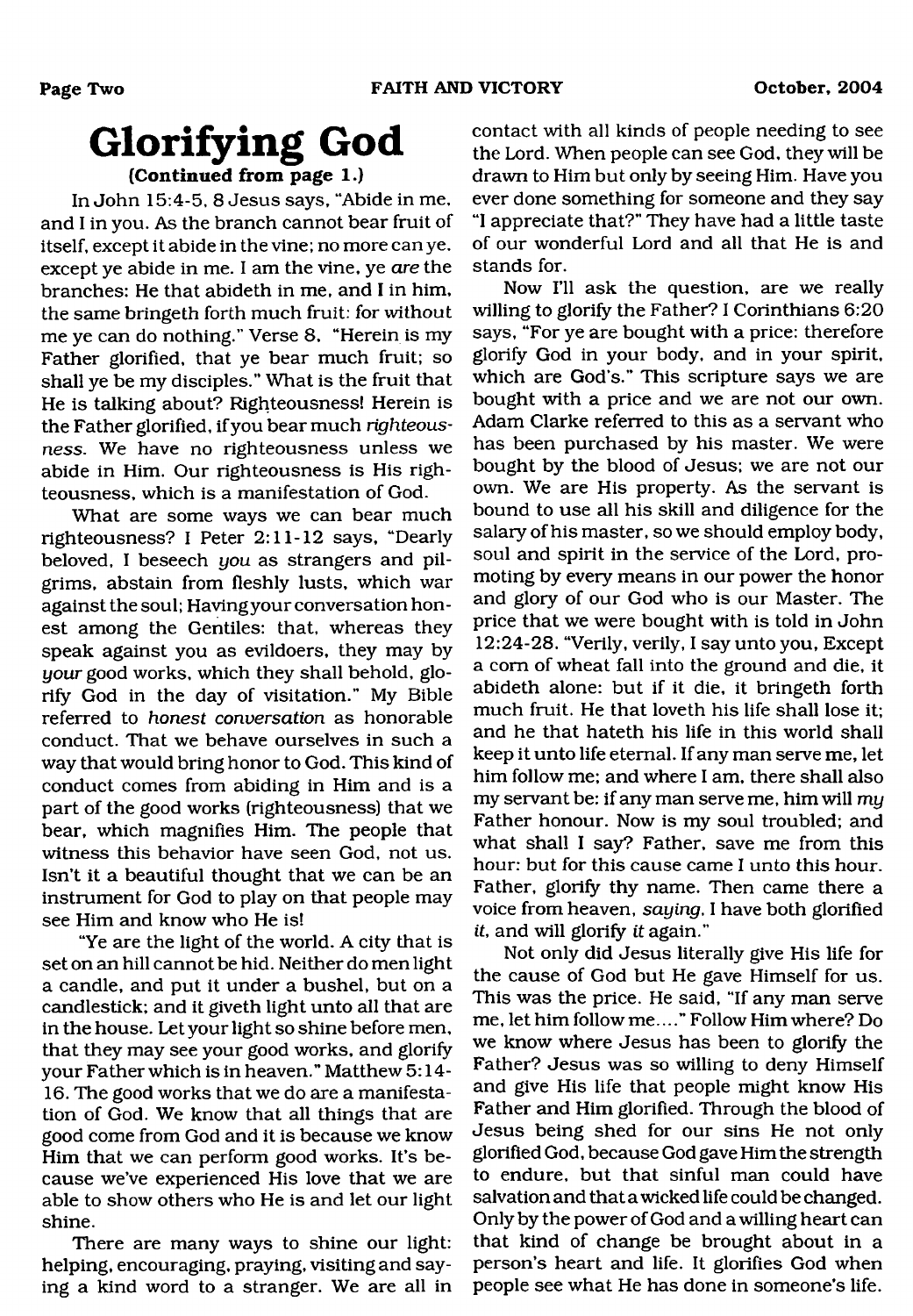# Glorifying God

**(Continued from page 1.)**

In John 15:4-5, 8 Jesus says, "Abide in me, and I in you. As the branch cannot bear fruit of itself, except it abide in the vine; no more can ye, except ye abide in me. I am the vine, ye *are* the branches: He that abideth in me, and I in him, the same bringeth forth much fruit: for without me ye can do nothing." Verse 8, "Herein is my Father glorified, that ye bear much fruit; so shall ye be my disciples." What is the fruit that He is talking about? Righteousness! Herein is the Father glorified, if you bear much *righteousness*. We have no righteousness unless we abide in Him. Our righteousness is His righteousness, which is a manifestation of God.

What are some ways we can bear much righteousness? I Peter 2:11-12 says, "Dearly beloved, I beseech *you* as strangers and pilgrims, abstain from fleshly lusts, which war against the soul; Having your conversation honest among the Gentiles: that, whereas they speak against you as evildoers, they may by *your* good works, which they shall behold, glorify God in the day of visitation." My Bible referred to *honest conversation* as honorable conduct. That we behave ourselves in such a way that would bring honor to God. This kind of conduct comes from abiding in Him and is a part of the good works (righteousness) that we bear, which magnifies Him. The people that witness this behavior have seen God, not us. Isn't it a beautiful thought that we can be an instrument for God to play on that people may see Him and know who He is!

"Ye are the light of the world. A city that is set on an hill cannot be hid. Neither do men light a candle, and put it under a bushel, but on a candlestick; and it giveth light unto all that are in the house. Let your light so shine before men, that they may see your good works, and glorify your Father which is in heaven." Matthew 5:14-16. The good works that we do are a manifestation of God. We know that all things that are good come from God and it is because we know Him that we can perform good works. It's because we've experienced His love that we are able to show others who He is and let our light shine.

There are many ways to shine our light: helping, encouraging, praying, visiting and saying a kind word to a stranger. We are all in contact with all kinds of people needing to see the Lord. When people can see God, they will be drawn to Him but only by seeing Him. Have you ever done something for someone and they say "I appreciate that?" They have had a little taste of our wonderful Lord and all that He is and stands for.

Now I'll ask the question, are we really willing to glorify the Father? I Corinthians 6:20 says, "For ye are bought with a price: therefore glorify God in your body, and in your spirit, which are God's." This scripture says we are bought with a price and we are not our own. Adam Clarke referred to this as a servant who has been purchased by his master. We were bought by the blood of Jesus; we are not our own. We are His property. As the servant is bound to use all his skill and diligence for the salary of his master, so we should employ body, soul and spirit in the service of the Lord, promoting by every means in our power the honor and glory of our God who is our Master. The price that we were bought with is told in John 12:24-28. "Verily, verily, I say unto you, Except a corn of wheat fall into the ground and die, it abideth alone: but if it die, it bringeth forth much fruit. He that loveth his life shall lose it; and he that hateth his life in this world shall keep it unto life eternal. If any man serve me, let him follow me; and where I am, there shall also my servant be: if any man serve me, him will *my* Father honour. Now is my soul troubled; and what shall I say? Father, save me from this hour: but for this cause came I unto this hour. Father, glorify thy name. Then came there a voice from heaven, *saying*, I have both glorified *it*, and will glorify *it* again."

Not only did Jesus literally give His life for the cause of God but He gave Himself for us. This was the price. He said, "If any man serve me, let him follow me...." Follow Him where? Do we know where Jesus has been to glorify the Father? Jesus was so willing to deny Himself and give His life that people might know His Father and Him glorified. Through the blood of Jesus being shed for our sins He not only glorified God, because God gave Him the strength to endure, but that sinful man could have salvation and that a wicked life could be changed. Only by the power of God and a willing heart can that kind of change be brought about in a person's heart and life. It glorifies God when people see what He has done in someone's life.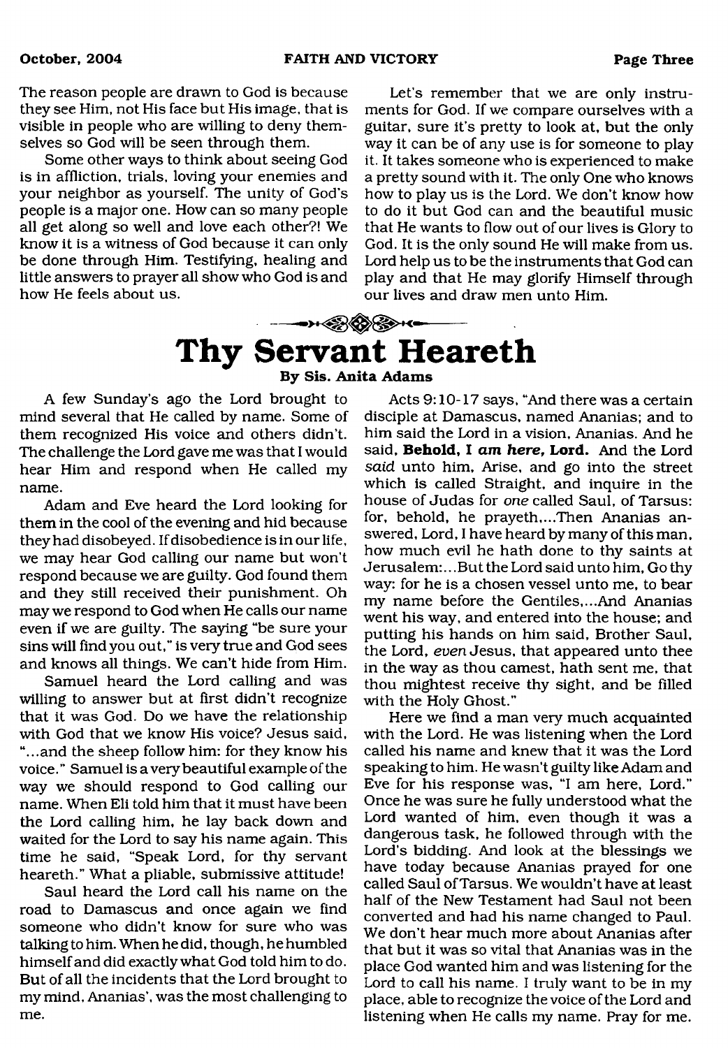The reason people are drawn to God is because they see Him, not His face but His image, that is visible in people who are willing to deny themselves so God will be seen through them.

Some other ways to think about seeing God is in affliction, trials, loving your enemies and your neighbor as yourself. The unity of God's people is a major one. How can so many people all get along so well and love each other?! We know it is a witness of God because it can only be done through Him. Testifying, healing and little answers to prayer all show who God is and how He feels about us.

Let's remember that we are only instruments for God. If we compare ourselves with a guitar, sure it's pretty to look at, but the only way it can be of any use is for someone to play it. It takes someone who is experienced to make a pretty sound with it. The only One who knows how to play us is the Lord. We don't know how to do it but God can and the beautiful music that He wants to flow out of our lives is Glory to God. It is the only sound He will make from us. Lord help us to be the instruments that God can play and that He may glorify Himself through our lives and draw men unto Him.

# Thy Servant Heareth

**By Sis. Anita Adams**

A few Sunday's ago the Lord brought to mind several that He called by name. Some of them recognized His voice and others didn't. The challenge the Lord gave me was that I would hear Him and respond when He called my name.

Adam and Eve heard the Lord looking for them in the cool of the evening and hid because they had disobeyed. If disobedience is in our life, we may hear God calling our name but won't respond because we are guilty. God found them and they still received their punishment. Oh may we respond to God when He calls our name even if we are guilty. The saying "be sure your sins will find you out," is very true and God sees and knows all things. We can't hide from Him.

Samuel heard the Lord calling and was willing to answer but at first didn't recognize that it was God. Do we have the relationship with God that we know His voice? Jesus said, "...and the sheep follow him: for they know his voice." Samuel is a very beautiful example of the way we should respond to God calling our name. When Eli told him that it must have been the Lord calling him, he lay back down and waited for the Lord to say his name again. This time he said, "Speak Lord, for thy servant heareth." What a pliable, submissive attitude!

Saul heard the Lord call his name on the road to Damascus and once again we find someone who didn't know for sure who was talking to him. When he did, though, he humbled himself and did exactly what God told him to do. But of all the incidents that the Lord brought to my mind, Ananias', was the most challenging to me.

Acts 9:10-17 says, "And there was a certain disciple at Damascus, named Ananias; and to him said the Lord in a vision, Ananias. And he said, **Behold, I *am here,* Lord.** And the Lord *said* unto him, Arise, and go into the street which is called Straight, and inquire in the house of Judas for *one* called Saul, of Tarsus: for, behold, he prayeth,...Then Ananias answered, Lord, I have heard by many of this man, how much evil he hath done to thy saints at Jerusalem:...But the Lord said unto him, Go thy way: for he is a chosen vessel unto me, to bear my name before the Gentiles,...And Ananias went his way, and entered into the house; and putting his hands on him said, Brother Saul, the Lord, *even* Jesus, that appeared unto thee in the way as thou camest, hath sent me, that thou mightest receive thy sight, and be filled with the Holy Ghost."

Here we find a man very much acquainted with the Lord. He was listening when the Lord called his name and knew that it was the Lord speaking to him. He wasn't guilty like Adam and Eve for his response was, "I am here, Lord." Once he was sure he fully understood what the Lord wanted of him, even though it was a dangerous task, he followed through with the Lord's bidding. And look at the blessings we have today because Ananias prayed for one called Saul of Tarsus. We wouldn't have at least half of the New Testament had Saul not been converted and had his name changed to Paul. We don't hear much more about Ananias after that but it was so vital that Ananias was in the place God wanted him and was listening for the Lord to call his name. I truly want to be in my place, able to recognize the voice of the Lord and listening when He calls my name. Pray for me.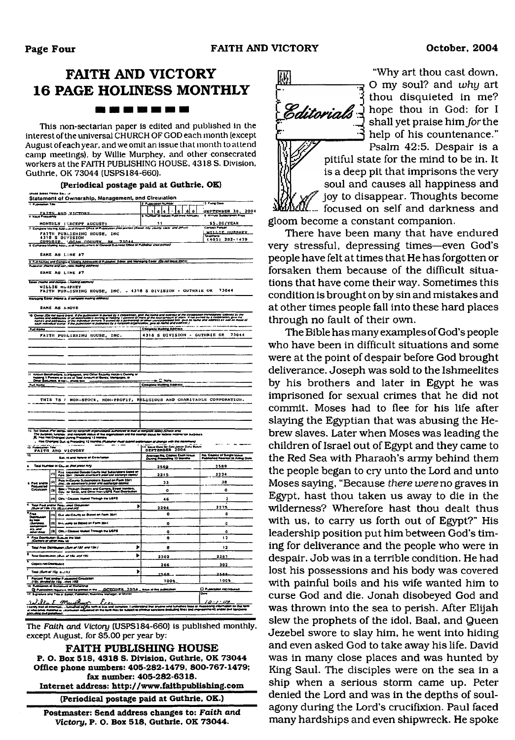# FAITH AND VICTORY
# 16 PAGE HOLINESS MONTHLY

This non-sectarian paper is edited and published in the interest of the universal CHURCH OF GOD each month (except August of each year, and we omit an issue that month to attend camp meetings), by Willie Murphey, and other consecrated workers at the FAITH PUBLISHING HOUSE, 4318 S. Division, Guthrie, OK 73044 (USPS184-660).

**(Periodical postage paid at Guthrie, OK)**

**Statement of Ownership, Management, and Circulation**

1. Publication Title: FAITH AND VICTORY
2. Publication Number: 1 8 4 - 6 6 0
3. Filing Date: SEPTEMBER 30, 2004
4. Issue Frequency: MONTHLY (EXCEPT AUGUST)
5. Number of Issues Published Annually: 11
6. Annual Subscription Price: $5.00/YEAR
7. Complete Mailing Address of Known Office of Publication: FAITH PUBLISHING HOUSE, INC, 4318 S DIVISION, GUTHRIE, LOGAN COUNTY, OK 73044. Contact Person: WILLIE MURPHEY. Telephone: (405) 282-1479
8. Complete Mailing Address of Headquarters or General Business Office of Publisher: SAME AS LINE #7
9. Publisher: SAME AS LINE #7. Editor: WILLIE MURPHEY, FAITH PUBLISHING HOUSE, INC. - 4318 S DIVISION - GUTHRIE OK 73044. Managing Editor: SAME AS ABOVE
10. Owner: FAITH PUBLISHING HOUSE, INC., 4318 S DIVISION - GUTHRIE OK 73044
11. Known Bondholders, Mortgagees, and Other Security Holders: None

THIS IS A NON-STOCK, NON-PROFIT, RELIGIOUS AND CHARITABLE CORPORATION.

12. Tax Status: Has Not Changed During Preceding 12 Months
13. Publication Title: FAITH AND VICTORY
14. Issue Date for Circulation Data Below: SEPTEMBER 2004

| 15. Extent and Nature of Circulation | Average No. Copies Each Issue During Preceding 12 Months | No. Copies of Single Issue Published Nearest to Filing Date |
|---|---|---|
| a. Total Number of Copies (Net press run) | 2568 | 2589 |
| b. (1) Paid/Requested Outside-County Mail Subscriptions Stated on Form 3541 | 2215 | 2234 |
| (2) Paid In-County Subscriptions Stated on Form 3541 | 33 | 38 |
| (3) Sales Through Dealers and Carriers, Street Vendors, Counter Sales, and Other Non-USPS Paid Distribution | 0 | 0 |
| (4) Other Classes Mailed Through the USPS | 46 | 3 |
| c. Total Paid and/or Requested Circulation | 2294 | 2275 |
| d. Free Distribution by Mail (1) Outside-County as Stated on Form 3541 | 0 | 0 |
| (2) In-County as Stated on Form 3541 | 0 | 0 |
| (3) Other Classes Mailed Through the USPS | 0 | 0 |
| e. Free Distribution Outside the Mail | 8 | 12 |
| f. Total Free Distribution | 8 | 12 |
| g. Total Distribution | 2302 | 2287 |
| h. Copies not Distributed | 266 | 302 |
| i. Total | 2568 | 2589 |
| j. Percent Paid and/or Requested Circulation | 100% | 100% |

16. Publication of Statement of Ownership: Publication required. Will be printed in the OCTOBER 2004 issue of this publication.
17. Signature and Title of Editor, Publisher, Business Manager, or Owner: Willie E. Murphey, Pres. Date: 10-1-04

The *Faith and Victory* (USPS184-660) is published monthly, except August, for $5.00 per year by:

**FAITH PUBLISHING HOUSE**
**P. O. Box 518, 4318 S. Division, Guthrie, OK 73044**
**Office phone numbers: 405-282-1479, 800-767-1479; fax number: 405-282-6318.**
**Internet address: http://www.faithpublishing.com**

**(Periodical postage paid at Guthrie, OK.)**

**Postmaster: Send address changes to: *Faith and Victory*, P. O. Box 518, Guthrie, OK 73044.**

## Editorials

"Why art thou cast down, O my soul? and *why* art thou disquieted in me? hope thou in God: for I shall yet praise him *for* the help of his countenance." Psalm 42:5. Despair is a pitiful state for the mind to be in. It is a deep pit that imprisons the very soul and causes all happiness and joy to disappear. Thoughts become focused on self and darkness and gloom become a constant companion.

There have been many that have endured very stressful, depressing times—even God's people have felt at times that He has forgotten or forsaken them because of the difficult situations that have come their way. Sometimes this condition is brought on by sin and mistakes and at other times people fall into these hard places through no fault of their own.

The Bible has many examples of God's people who have been in difficult situations and some were at the point of despair before God brought deliverance. Joseph was sold to the Ishmeelites by his brothers and later in Egypt he was imprisoned for sexual crimes that he did not commit. Moses had to flee for his life after slaying the Egyptian that was abusing the Hebrew slaves. Later when Moses was leading the children of Israel out of Egypt and they came to the Red Sea with Pharaoh's army behind them the people began to cry unto the Lord and unto Moses saying, "Because *there were* no graves in Egypt, hast thou taken us away to die in the wilderness? Wherefore hast thou dealt thus with us, to carry us forth out of Egypt?" His leadership position put him between God's timing for deliverance and the people who were in despair. Job was in a terrible condition. He had lost his possessions and his body was covered with painful boils and his wife wanted him to curse God and die. Jonah disobeyed God and was thrown into the sea to perish. After Elijah slew the prophets of the idol, Baal, and Queen Jezebel swore to slay him, he went into hiding and even asked God to take away his life. David was in many close places and was hunted by King Saul. The disciples were on the sea in a ship when a serious storm came up. Peter denied the Lord and was in the depths of soul-agony during the Lord's crucifixion. Paul faced many hardships and even shipwreck. He spoke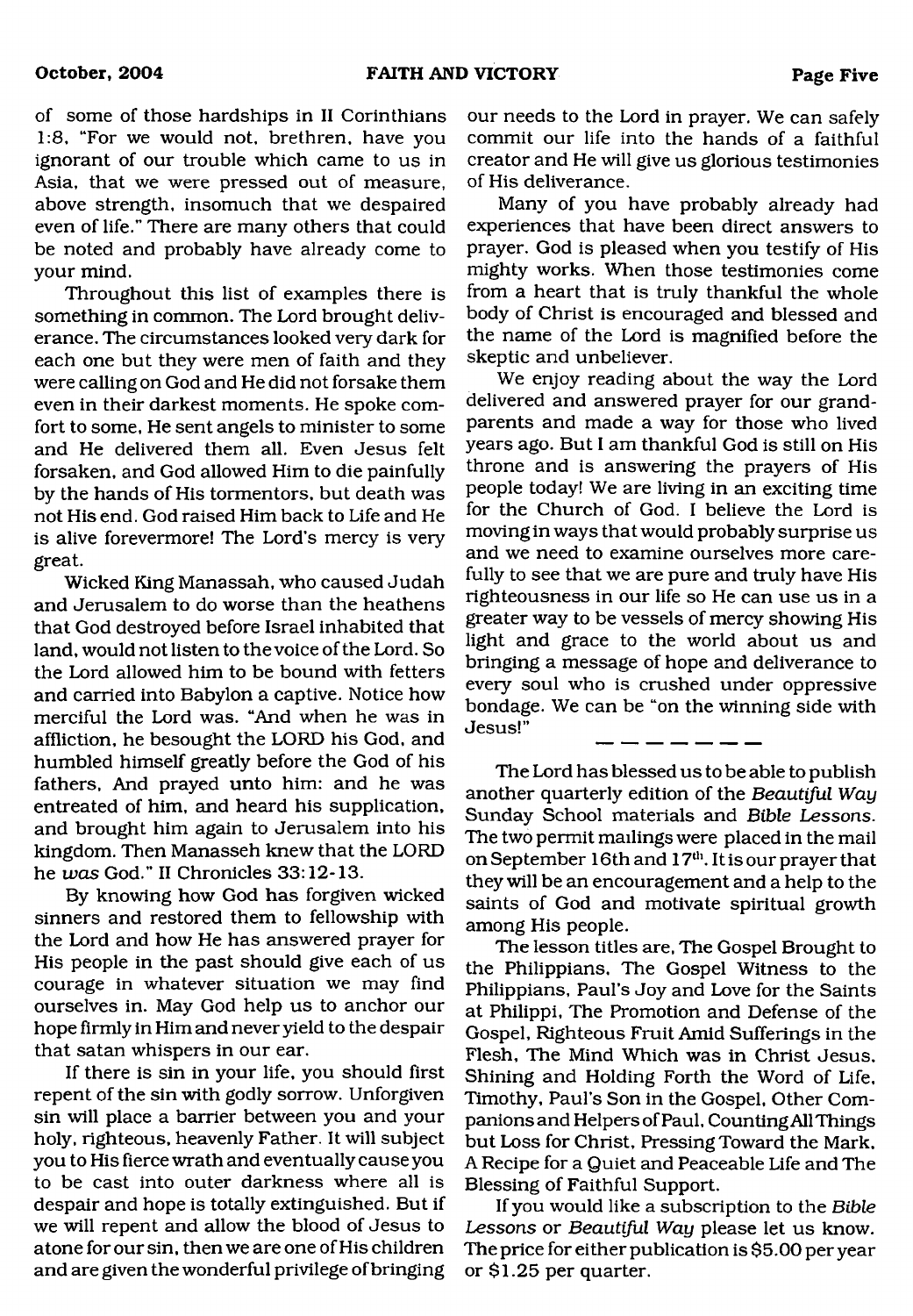of some of those hardships in II Corinthians 1:8, "For we would not, brethren, have you ignorant of our trouble which came to us in Asia, that we were pressed out of measure, above strength, insomuch that we despaired even of life." There are many others that could be noted and probably have already come to your mind.

Throughout this list of examples there is something in common. The Lord brought deliverance. The circumstances looked very dark for each one but they were men of faith and they were calling on God and He did not forsake them even in their darkest moments. He spoke comfort to some, He sent angels to minister to some and He delivered them all. Even Jesus felt forsaken, and God allowed Him to die painfully by the hands of His tormentors, but death was not His end. God raised Him back to Life and He is alive forevermore! The Lord's mercy is very great.

Wicked King Manassah, who caused Judah and Jerusalem to do worse than the heathens that God destroyed before Israel inhabited that land, would not listen to the voice of the Lord. So the Lord allowed him to be bound with fetters and carried into Babylon a captive. Notice how merciful the Lord was. "And when he was in affliction, he besought the LORD his God, and humbled himself greatly before the God of his fathers, And prayed unto him: and he was entreated of him, and heard his supplication, and brought him again to Jerusalem into his kingdom. Then Manasseh knew that the LORD he *was* God." II Chronicles 33:12-13.

By knowing how God has forgiven wicked sinners and restored them to fellowship with the Lord and how He has answered prayer for His people in the past should give each of us courage in whatever situation we may find ourselves in. May God help us to anchor our hope firmly in Him and never yield to the despair that satan whispers in our ear.

If there is sin in your life, you should first repent of the sin with godly sorrow. Unforgiven sin will place a barrier between you and your holy, righteous, heavenly Father. It will subject you to His fierce wrath and eventually cause you to be cast into outer darkness where all is despair and hope is totally extinguished. But if we will repent and allow the blood of Jesus to atone for our sin, then we are one of His children and are given the wonderful privilege of bringing our needs to the Lord in prayer. We can safely commit our life into the hands of a faithful creator and He will give us glorious testimonies of His deliverance.

Many of you have probably already had experiences that have been direct answers to prayer. God is pleased when you testify of His mighty works. When those testimonies come from a heart that is truly thankful the whole body of Christ is encouraged and blessed and the name of the Lord is magnified before the skeptic and unbeliever.

We enjoy reading about the way the Lord delivered and answered prayer for our grandparents and made a way for those who lived years ago. But I am thankful God is still on His throne and is answering the prayers of His people today! We are living in an exciting time for the Church of God. I believe the Lord is moving in ways that would probably surprise us and we need to examine ourselves more carefully to see that we are pure and truly have His righteousness in our life so He can use us in a greater way to be vessels of mercy showing His light and grace to the world about us and bringing a message of hope and deliverance to every soul who is crushed under oppressive bondage. We can be "on the winning side with Jesus!"

---

The Lord has blessed us to be able to publish another quarterly edition of the *Beautiful Way* Sunday School materials and *Bible Lessons*. The two permit mailings were placed in the mail on September 16th and 17th. It is our prayer that they will be an encouragement and a help to the saints of God and motivate spiritual growth among His people.

The lesson titles are, The Gospel Brought to the Philippians, The Gospel Witness to the Philippians, Paul's Joy and Love for the Saints at Philippi, The Promotion and Defense of the Gospel, Righteous Fruit Amid Sufferings in the Flesh, The Mind Which was in Christ Jesus, Shining and Holding Forth the Word of Life, Timothy, Paul's Son in the Gospel, Other Companions and Helpers of Paul, Counting All Things but Loss for Christ, Pressing Toward the Mark, A Recipe for a Quiet and Peaceable Life and The Blessing of Faithful Support.

If you would like a subscription to the *Bible Lessons* or *Beautiful Way* please let us know. The price for either publication is $5.00 per year or $1.25 per quarter.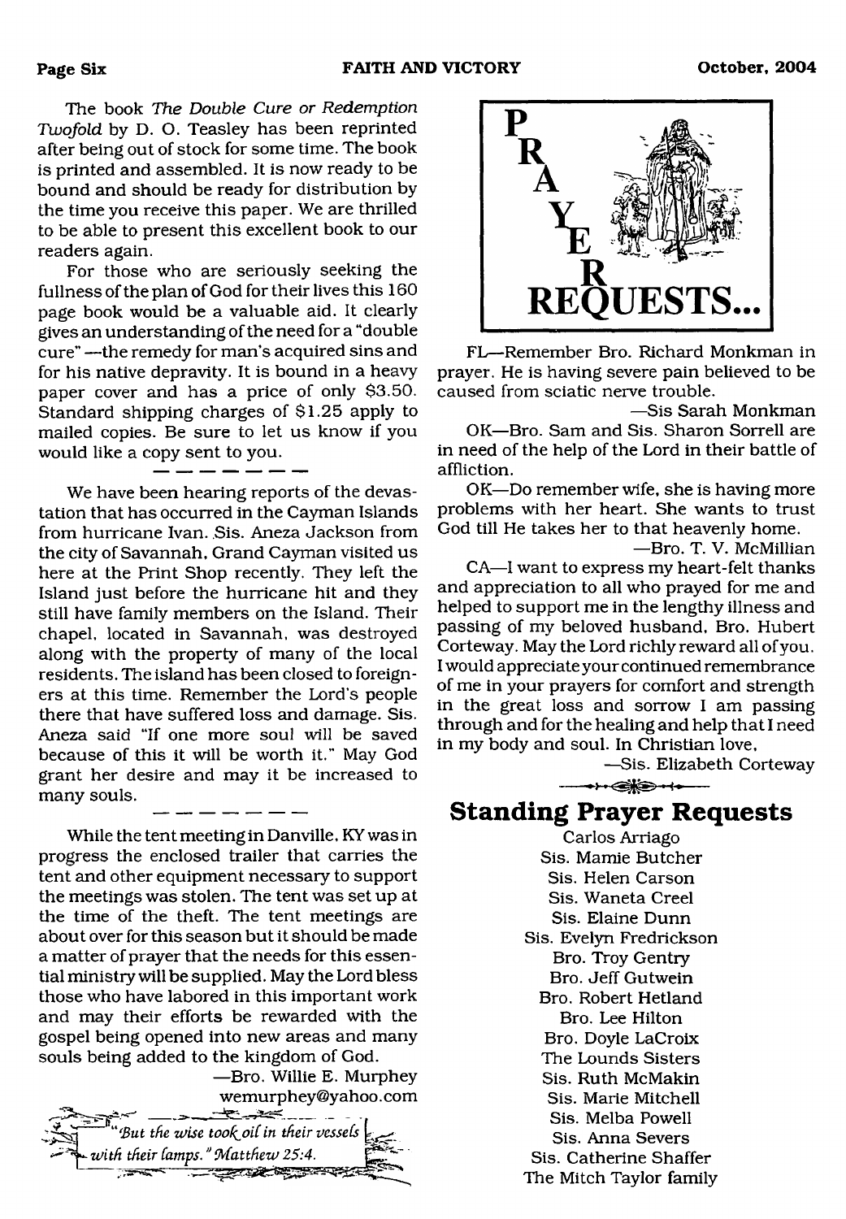The book *The Double Cure or Redemption Twofold* by D. O. Teasley has been reprinted after being out of stock for some time. The book is printed and assembled. It is now ready to be bound and should be ready for distribution by the time you receive this paper. We are thrilled to be able to present this excellent book to our readers again.

For those who are seriously seeking the fullness of the plan of God for their lives this 160 page book would be a valuable aid. It clearly gives an understanding of the need for a "double cure" —the remedy for man's acquired sins and for his native depravity. It is bound in a heavy paper cover and has a price of only $3.50. Standard shipping charges of $1.25 apply to mailed copies. Be sure to let us know if you would like a copy sent to you.

---

We have been hearing reports of the devastation that has occurred in the Cayman Islands from hurricane Ivan. Sis. Aneza Jackson from the city of Savannah, Grand Cayman visited us here at the Print Shop recently. They left the Island just before the hurricane hit and they still have family members on the Island. Their chapel, located in Savannah, was destroyed along with the property of many of the local residents. The island has been closed to foreigners at this time. Remember the Lord's people there that have suffered loss and damage. Sis. Aneza said "If one more soul will be saved because of this it will be worth it." May God grant her desire and may it be increased to many souls.

---

While the tent meeting in Danville, KY was in progress the enclosed trailer that carries the tent and other equipment necessary to support the meetings was stolen. The tent was set up at the time of the theft. The tent meetings are about over for this season but it should be made a matter of prayer that the needs for this essential ministry will be supplied. May the Lord bless those who have labored in this important work and may their efforts be rewarded with the gospel being opened into new areas and many souls being added to the kingdom of God.

—Bro. Willie E. Murphey
wemurphey@yahoo.com

*"But the wise took oil in their vessels with their lamps." Matthew 25:4.*

# PRAYER REQUESTS...

FL—Remember Bro. Richard Monkman in prayer. He is having severe pain believed to be caused from sciatic nerve trouble.

—Sis Sarah Monkman

OK—Bro. Sam and Sis. Sharon Sorrell are in need of the help of the Lord in their battle of affliction.

OK—Do remember wife, she is having more problems with her heart. She wants to trust God till He takes her to that heavenly home.

—Bro. T. V. McMillian

CA—I want to express my heart-felt thanks and appreciation to all who prayed for me and helped to support me in the lengthy illness and passing of my beloved husband, Bro. Hubert Corteway. May the Lord richly reward all of you. I would appreciate your continued remembrance of me in your prayers for comfort and strength in the great loss and sorrow I am passing through and for the healing and help that I need in my body and soul. In Christian love,

—Sis. Elizabeth Corteway

## Standing Prayer Requests

Carlos Arriago
Sis. Mamie Butcher
Sis. Helen Carson
Sis. Waneta Creel
Sis. Elaine Dunn
Sis. Evelyn Fredrickson
Bro. Troy Gentry
Bro. Jeff Gutwein
Bro. Robert Hetland
Bro. Lee Hilton
Bro. Doyle LaCroix
The Lounds Sisters
Sis. Ruth McMakin
Sis. Marie Mitchell
Sis. Melba Powell
Sis. Anna Severs
Sis. Catherine Shaffer
The Mitch Taylor family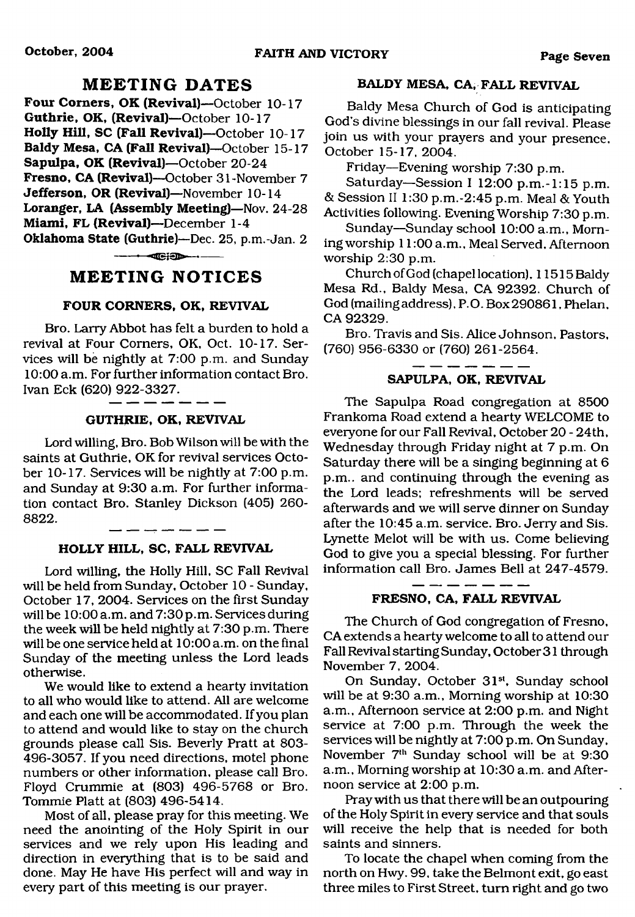## MEETING DATES

**Four Corners, OK (Revival)**—October 10-17
**Guthrie, OK, (Revival)**—October 10-17
**Holly Hill, SC (Fall Revival)**—October 10-17
**Baldy Mesa, CA (Fall Revival)**—October 15-17
**Sapulpa, OK (Revival)**—October 20-24
**Fresno, CA (Revival)**—October 31-November 7
**Jefferson, OR (Revival)**—November 10-14
**Loranger, LA (Assembly Meeting)**—Nov. 24-28
**Miami, FL (Revival)**—December 1-4
**Oklahoma State (Guthrie)**—Dec. 25, p.m.-Jan. 2

## MEETING NOTICES

### FOUR CORNERS, OK, REVIVAL

Bro. Larry Abbot has felt a burden to hold a revival at Four Corners, OK, Oct. 10-17. Services will be nightly at 7:00 p.m. and Sunday 10:00 a.m. For further information contact Bro. Ivan Eck (620) 922-3327.

### GUTHRIE, OK, REVIVAL

Lord willing, Bro. Bob Wilson will be with the saints at Guthrie, OK for revival services October 10-17. Services will be nightly at 7:00 p.m. and Sunday at 9:30 a.m. For further information contact Bro. Stanley Dickson (405) 260-8822.

### HOLLY HILL, SC, FALL REVIVAL

Lord willing, the Holly Hill, SC Fall Revival will be held from Sunday, October 10 - Sunday, October 17, 2004. Services on the first Sunday will be 10:00 a.m. and 7:30 p.m. Services during the week will be held nightly at 7:30 p.m. There will be one service held at 10:00 a.m. on the final Sunday of the meeting unless the Lord leads otherwise.

We would like to extend a hearty invitation to all who would like to attend. All are welcome and each one will be accommodated. If you plan to attend and would like to stay on the church grounds please call Sis. Beverly Pratt at 803-496-3057. If you need directions, motel phone numbers or other information, please call Bro. Floyd Crummie at (803) 496-5768 or Bro. Tommie Platt at (803) 496-5414.

Most of all, please pray for this meeting. We need the anointing of the Holy Spirit in our services and we rely upon His leading and direction in everything that is to be said and done. May He have His perfect will and way in every part of this meeting is our prayer.

### BALDY MESA, CA, FALL REVIVAL

Baldy Mesa Church of God is anticipating God's divine blessings in our fall revival. Please join us with your prayers and your presence, October 15-17, 2004.

Friday—Evening worship 7:30 p.m.

Saturday—Session I 12:00 p.m.-1:15 p.m. & Session II 1:30 p.m.-2:45 p.m. Meal & Youth Activities following. Evening Worship 7:30 p.m.

Sunday—Sunday school 10:00 a.m., Morning worship 11:00 a.m., Meal Served. Afternoon worship 2:30 p.m.

Church of God (chapel location), 11515 Baldy Mesa Rd., Baldy Mesa, CA 92392. Church of God (mailing address), P.O. Box 290861, Phelan, CA 92329.

Bro. Travis and Sis. Alice Johnson, Pastors, (760) 956-6330 or (760) 261-2564.

### SAPULPA, OK, REVIVAL

The Sapulpa Road congregation at 8500 Frankoma Road extend a hearty WELCOME to everyone for our Fall Revival, October 20 - 24th, Wednesday through Friday night at 7 p.m. On Saturday there will be a singing beginning at 6 p.m., and continuing through the evening as the Lord leads; refreshments will be served afterwards and we will serve dinner on Sunday after the 10:45 a.m. service. Bro. Jerry and Sis. Lynette Melot will be with us. Come believing God to give you a special blessing. For further information call Bro. James Bell at 247-4579.

### FRESNO, CA, FALL REVIVAL

The Church of God congregation of Fresno, CA extends a hearty welcome to all to attend our Fall Revival starting Sunday, October 31 through November 7, 2004.

On Sunday, October 31st, Sunday school will be at 9:30 a.m., Morning worship at 10:30 a.m., Afternoon service at 2:00 p.m. and Night service at 7:00 p.m. Through the week the services will be nightly at 7:00 p.m. On Sunday, November 7th Sunday school will be at 9:30 a.m., Morning worship at 10:30 a.m. and Afternoon service at 2:00 p.m.

Pray with us that there will be an outpouring of the Holy Spirit in every service and that souls will receive the help that is needed for both saints and sinners.

To locate the chapel when coming from the north on Hwy. 99, take the Belmont exit, go east three miles to First Street, turn right and go two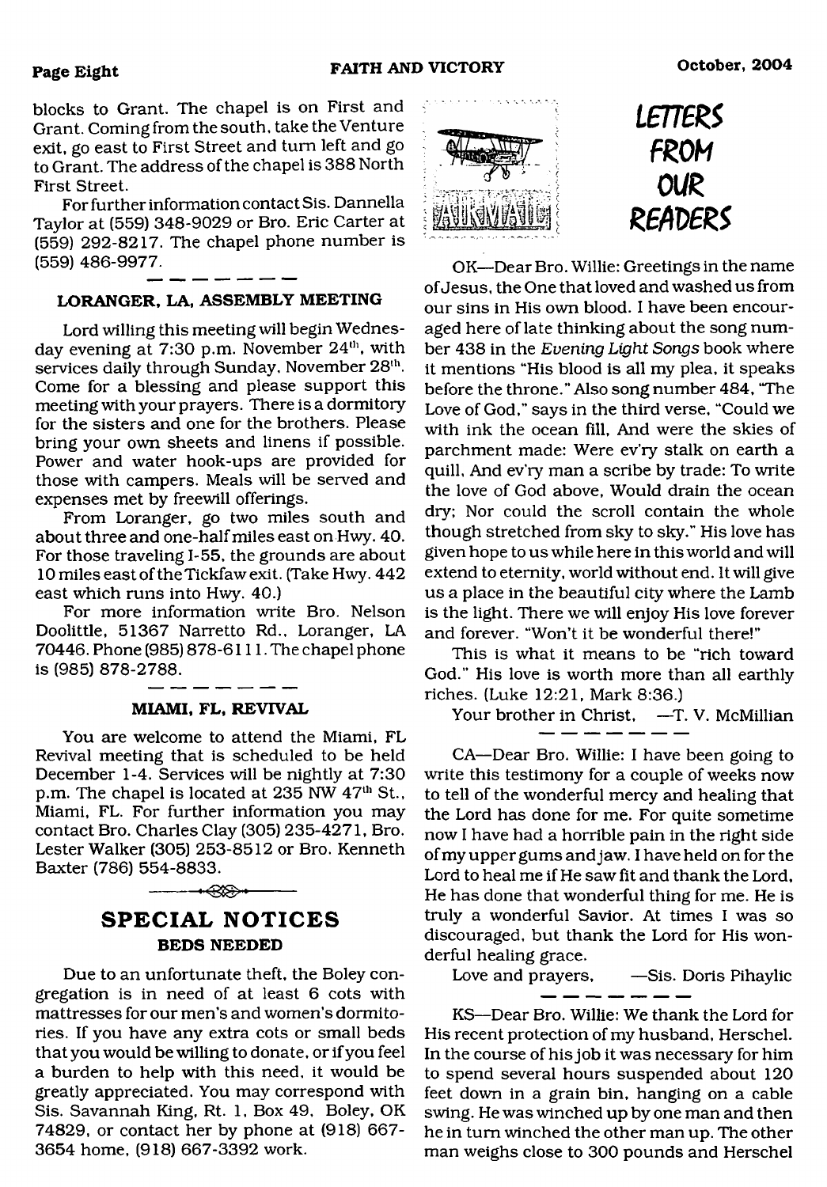blocks to Grant. The chapel is on First and Grant. Coming from the south, take the Venture exit, go east to First Street and turn left and go to Grant. The address of the chapel is 388 North First Street.

For further information contact Sis. Dannella Taylor at (559) 348-9029 or Bro. Eric Carter at (559) 292-8217. The chapel phone number is (559) 486-9977.

### LORANGER, LA, ASSEMBLY MEETING

Lord willing this meeting will begin Wednesday evening at 7:30 p.m. November 24th, with services daily through Sunday, November 28th. Come for a blessing and please support this meeting with your prayers. There is a dormitory for the sisters and one for the brothers. Please bring your own sheets and linens if possible. Power and water hook-ups are provided for those with campers. Meals will be served and expenses met by freewill offerings.

From Loranger, go two miles south and about three and one-half miles east on Hwy. 40. For those traveling I-55, the grounds are about 10 miles east of the Tickfaw exit. (Take Hwy. 442 east which runs into Hwy. 40.)

For more information write Bro. Nelson Doolittle, 51367 Narretto Rd., Loranger, LA 70446. Phone (985) 878-6111. The chapel phone is (985) 878-2788.

### MIAMI, FL, REVIVAL

You are welcome to attend the Miami, FL Revival meeting that is scheduled to be held December 1-4. Services will be nightly at 7:30 p.m. The chapel is located at 235 NW 47th St., Miami, FL. For further information you may contact Bro. Charles Clay (305) 235-4271, Bro. Lester Walker (305) 253-8512 or Bro. Kenneth Baxter (786) 554-8833.

## SPECIAL NOTICES

### BEDS NEEDED

Due to an unfortunate theft, the Boley congregation is in need of at least 6 cots with mattresses for our men's and women's dormitories. If you have any extra cots or small beds that you would be willing to donate, or if you feel a burden to help with this need, it would be greatly appreciated. You may correspond with Sis. Savannah King, Rt. 1, Box 49, Boley, OK 74829, or contact her by phone at (918) 667-3654 home, (918) 667-3392 work.

## LETTERS FROM OUR READERS

OK—Dear Bro. Willie: Greetings in the name of Jesus, the One that loved and washed us from our sins in His own blood. I have been encouraged here of late thinking about the song number 438 in the *Evening Light Songs* book where it mentions "His blood is all my plea, it speaks before the throne." Also song number 484, "The Love of God," says in the third verse, "Could we with ink the ocean fill, And were the skies of parchment made: Were ev'ry stalk on earth a quill, And ev'ry man a scribe by trade: To write the love of God above, Would drain the ocean dry; Nor could the scroll contain the whole though stretched from sky to sky." His love has given hope to us while here in this world and will extend to eternity, world without end. It will give us a place in the beautiful city where the Lamb is the light. There we will enjoy His love forever and forever. "Won't it be wonderful there!"

This is what it means to be "rich toward God." His love is worth more than all earthly riches. (Luke 12:21, Mark 8:36.)

Your brother in Christ, —T. V. McMillian

CA—Dear Bro. Willie: I have been going to write this testimony for a couple of weeks now to tell of the wonderful mercy and healing that the Lord has done for me. For quite sometime now I have had a horrible pain in the right side of my upper gums and jaw. I have held on for the Lord to heal me if He saw fit and thank the Lord, He has done that wonderful thing for me. He is truly a wonderful Savior. At times I was so discouraged, but thank the Lord for His wonderful healing grace.

Love and prayers, —Sis. Doris Pihaylic

KS—Dear Bro. Willie: We thank the Lord for His recent protection of my husband, Herschel. In the course of his job it was necessary for him to spend several hours suspended about 120 feet down in a grain bin, hanging on a cable swing. He was winched up by one man and then he in turn winched the other man up. The other man weighs close to 300 pounds and Herschel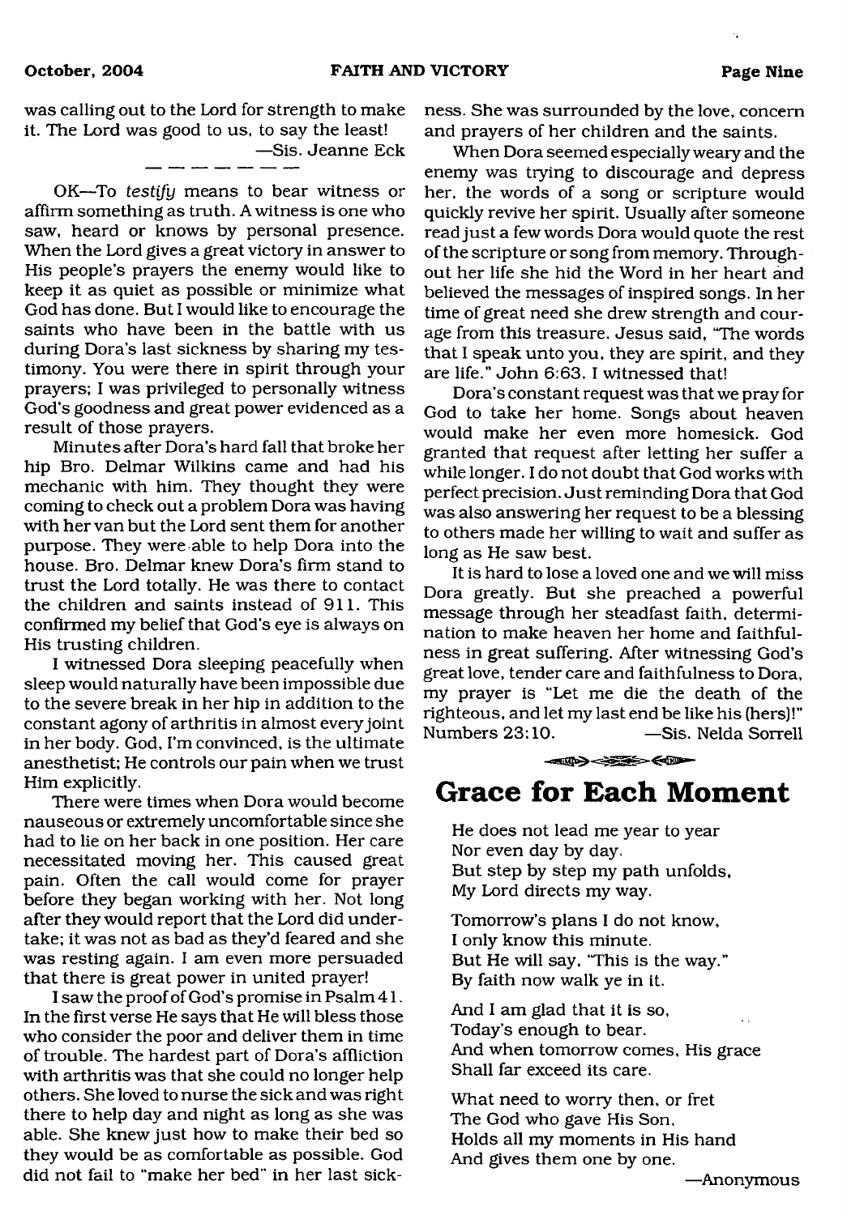was calling out to the Lord for strength to make it. The Lord was good to us, to say the least!

—Sis. Jeanne Eck

---

OK—To *testify* means to bear witness or affirm something as truth. A witness is one who saw, heard or knows by personal presence. When the Lord gives a great victory in answer to His people's prayers the enemy would like to keep it as quiet as possible or minimize what God has done. But I would like to encourage the saints who have been in the battle with us during Dora's last sickness by sharing my testimony. You were there in spirit through your prayers; I was privileged to personally witness God's goodness and great power evidenced as a result of those prayers.

Minutes after Dora's hard fall that broke her hip Bro. Delmar Wilkins came and had his mechanic with him. They thought they were coming to check out a problem Dora was having with her van but the Lord sent them for another purpose. They were able to help Dora into the house. Bro. Delmar knew Dora's firm stand to trust the Lord totally. He was there to contact the children and saints instead of 911. This confirmed my belief that God's eye is always on His trusting children.

I witnessed Dora sleeping peacefully when sleep would naturally have been impossible due to the severe break in her hip in addition to the constant agony of arthritis in almost every joint in her body. God, I'm convinced, is the ultimate anesthetist; He controls our pain when we trust Him explicitly.

There were times when Dora would become nauseous or extremely uncomfortable since she had to lie on her back in one position. Her care necessitated moving her. This caused great pain. Often the call would come for prayer before they began working with her. Not long after they would report that the Lord did undertake; it was not as bad as they'd feared and she was resting again. I am even more persuaded that there is great power in united prayer!

I saw the proof of God's promise in Psalm 41. In the first verse He says that He will bless those who consider the poor and deliver them in time of trouble. The hardest part of Dora's affliction with arthritis was that she could no longer help others. She loved to nurse the sick and was right there to help day and night as long as she was able. She knew just how to make their bed so they would be as comfortable as possible. God did not fail to "make her bed" in her last sickness. She was surrounded by the love, concern and prayers of her children and the saints.

When Dora seemed especially weary and the enemy was trying to discourage and depress her, the words of a song or scripture would quickly revive her spirit. Usually after someone read just a few words Dora would quote the rest of the scripture or song from memory. Throughout her life she hid the Word in her heart and believed the messages of inspired songs. In her time of great need she drew strength and courage from this treasure. Jesus said, "The words that I speak unto you, they are spirit, and they are life." John 6:63. I witnessed that!

Dora's constant request was that we pray for God to take her home. Songs about heaven would make her even more homesick. God granted that request after letting her suffer a while longer. I do not doubt that God works with perfect precision. Just reminding Dora that God was also answering her request to be a blessing to others made her willing to wait and suffer as long as He saw best.

It is hard to lose a loved one and we will miss Dora greatly. But she preached a powerful message through her steadfast faith, determination to make heaven her home and faithfulness in great suffering. After witnessing God's great love, tender care and faithfulness to Dora, my prayer is "Let me die the death of the righteous, and let my last end be like his (hers)!" Numbers 23:10. —Sis. Nelda Sorrell

## Grace for Each Moment

He does not lead me year to year  
Nor even day by day.  
But step by step my path unfolds,  
My Lord directs my way.

Tomorrow's plans I do not know,  
I only know this minute.  
But He will say, "This is the way."  
By faith now walk ye in it.

And I am glad that it is so,  
Today's enough to bear.  
And when tomorrow comes, His grace  
Shall far exceed its care.

What need to worry then, or fret  
The God who gave His Son,  
Holds all my moments in His hand  
And gives them one by one.

—Anonymous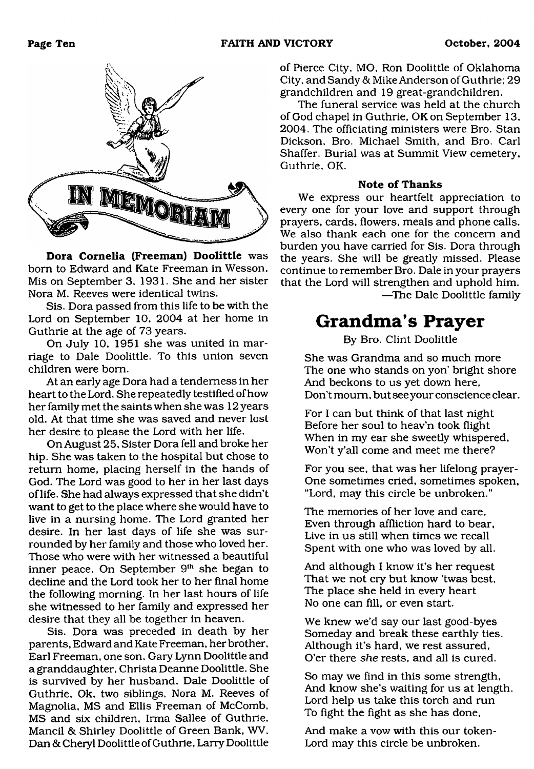# IN MEMORIAM

**Dora Cornelia (Freeman) Doolittle** was born to Edward and Kate Freeman in Wesson, Mis on September 3, 1931. She and her sister Nora M. Reeves were identical twins.

Sis. Dora passed from this life to be with the Lord on September 10, 2004 at her home in Guthrie at the age of 73 years.

On July 10, 1951 she was united in marriage to Dale Doolittle. To this union seven children were born.

At an early age Dora had a tenderness in her heart to the Lord. She repeatedly testified of how her family met the saints when she was 12 years old. At that time she was saved and never lost her desire to please the Lord with her life.

On August 25, Sister Dora fell and broke her hip. She was taken to the hospital but chose to return home, placing herself in the hands of God. The Lord was good to her in her last days of life. She had always expressed that she didn't want to get to the place where she would have to live in a nursing home. The Lord granted her desire. In her last days of life she was surrounded by her family and those who loved her. Those who were with her witnessed a beautiful inner peace. On September 9th she began to decline and the Lord took her to her final home the following morning. In her last hours of life she witnessed to her family and expressed her desire that they all be together in heaven.

Sis. Dora was preceded in death by her parents, Edward and Kate Freeman, her brother, Earl Freeman, one son, Gary Lynn Doolittle and a granddaughter, Christa Deanne Doolittle. She is survived by her husband, Dale Doolittle of Guthrie, Ok, two siblings, Nora M. Reeves of Magnolia, MS and Ellis Freeman of McComb, MS and six children, Irma Sallee of Guthrie, Mancil & Shirley Doolittle of Green Bank, WV, Dan & Cheryl Doolittle of Guthrie, Larry Doolittle of Pierce City, MO, Ron Doolittle of Oklahoma City, and Sandy & Mike Anderson of Guthrie; 29 grandchildren and 19 great-grandchildren.

The funeral service was held at the church of God chapel in Guthrie, OK on September 13, 2004. The officiating ministers were Bro. Stan Dickson, Bro. Michael Smith, and Bro. Carl Shaffer. Burial was at Summit View cemetery, Guthrie, OK.

**Note of Thanks**

We express our heartfelt appreciation to every one for your love and support through prayers, cards, flowers, meals and phone calls. We also thank each one for the concern and burden you have carried for Sis. Dora through the years. She will be greatly missed. Please continue to remember Bro. Dale in your prayers that the Lord will strengthen and uphold him.

—The Dale Doolittle family

## Grandma's Prayer

By Bro. Clint Doolittle

She was Grandma and so much more
The one who stands on yon' bright shore
And beckons to us yet down here,
Don't mourn, but see your conscience clear.

For I can but think of that last night
Before her soul to heav'n took flight
When in my ear she sweetly whispered,
Won't y'all come and meet me there?

For you see, that was her lifelong prayer-
One sometimes cried, sometimes spoken,
"Lord, may this circle be unbroken."

The memories of her love and care,
Even through affliction hard to bear,
Live in us still when times we recall
Spent with one who was loved by all.

And although I know it's her request
That we not cry but know 'twas best,
The place she held in every heart
No one can fill, or even start.

We knew we'd say our last good-byes
Someday and break these earthly ties.
Although it's hard, we rest assured,
O'er there *she* rests, and all is cured.

So may we find in this some strength,
And know she's waiting for us at length.
Lord help us take this torch and run
To fight the fight as she has done,

And make a vow with this our token-
Lord may this circle be unbroken.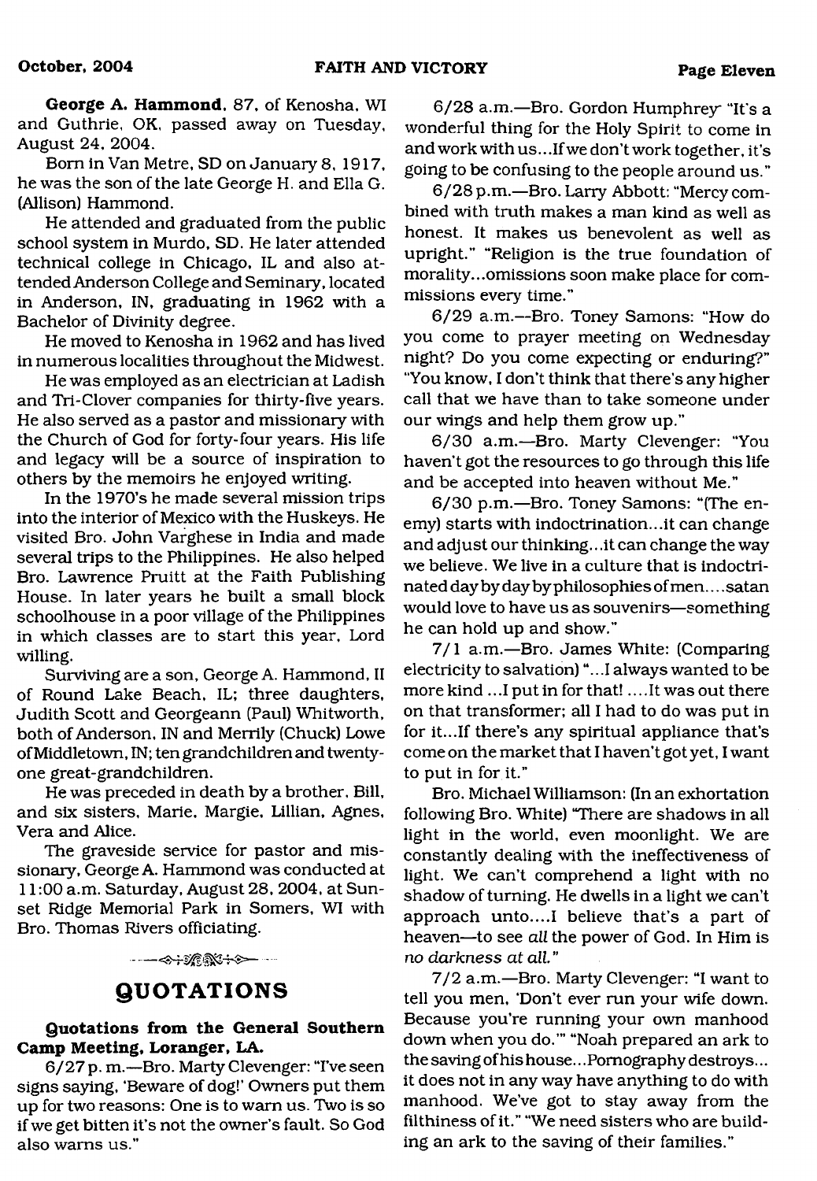**George A. Hammond**, 87, of Kenosha, WI and Guthrie, OK, passed away on Tuesday, August 24, 2004.

Born in Van Metre, SD on January 8, 1917, he was the son of the late George H. and Ella G. (Allison) Hammond.

He attended and graduated from the public school system in Murdo, SD. He later attended technical college in Chicago, IL and also attended Anderson College and Seminary, located in Anderson, IN, graduating in 1962 with a Bachelor of Divinity degree.

He moved to Kenosha in 1962 and has lived in numerous localities throughout the Midwest.

He was employed as an electrician at Ladish and Tri-Clover companies for thirty-five years. He also served as a pastor and missionary with the Church of God for forty-four years. His life and legacy will be a source of inspiration to others by the memoirs he enjoyed writing.

In the 1970's he made several mission trips into the interior of Mexico with the Huskeys. He visited Bro. John Varghese in India and made several trips to the Philippines. He also helped Bro. Lawrence Pruitt at the Faith Publishing House. In later years he built a small block schoolhouse in a poor village of the Philippines in which classes are to start this year, Lord willing.

Surviving are a son, George A. Hammond, II of Round Lake Beach, IL; three daughters, Judith Scott and Georgeann (Paul) Whitworth, both of Anderson, IN and Merrily (Chuck) Lowe of Middletown, IN; ten grandchildren and twenty-one great-grandchildren.

He was preceded in death by a brother, Bill, and six sisters, Marie, Margie, Lillian, Agnes, Vera and Alice.

The graveside service for pastor and missionary, George A. Hammond was conducted at 11:00 a.m. Saturday, August 28, 2004, at Sunset Ridge Memorial Park in Somers, WI with Bro. Thomas Rivers officiating.

## QUOTATIONS

**Quotations from the General Southern Camp Meeting, Loranger, LA.**

6/27 p. m.—Bro. Marty Clevenger: "I've seen signs saying, 'Beware of dog!' Owners put them up for two reasons: One is to warn us. Two is so if we get bitten it's not the owner's fault. So God also warns us."

6/28 a.m.—Bro. Gordon Humphrey "It's a wonderful thing for the Holy Spirit to come in and work with us...If we don't work together, it's going to be confusing to the people around us."

6/28 p.m.—Bro. Larry Abbott: "Mercy combined with truth makes a man kind as well as honest. It makes us benevolent as well as upright." "Religion is the true foundation of morality...omissions soon make place for commissions every time."

6/29 a.m.—Bro. Toney Samons: "How do you come to prayer meeting on Wednesday night? Do you come expecting or enduring?" "You know, I don't think that there's any higher call that we have than to take someone under our wings and help them grow up."

6/30 a.m.—Bro. Marty Clevenger: "You haven't got the resources to go through this life and be accepted into heaven without Me."

6/30 p.m.—Bro. Toney Samons: "(The enemy) starts with indoctrination...it can change and adjust our thinking...it can change the way we believe. We live in a culture that is indoctrinated day by day by philosophies of men....satan would love to have us as souvenirs—something he can hold up and show."

7/1 a.m.—Bro. James White: (Comparing electricity to salvation) "...I always wanted to be more kind ...I put in for that! ....It was out there on that transformer; all I had to do was put in for it...If there's any spiritual appliance that's come on the market that I haven't got yet, I want to put in for it."

Bro. Michael Williamson: (In an exhortation following Bro. White) "There are shadows in all light in the world, even moonlight. We are constantly dealing with the ineffectiveness of light. We can't comprehend a light with no shadow of turning. He dwells in a light we can't approach unto....I believe that's a part of heaven—to see *all* the power of God. In Him is *no darkness at all.*"

7/2 a.m.—Bro. Marty Clevenger: "I want to tell you men, 'Don't ever run your wife down. Because you're running your own manhood down when you do.'" "Noah prepared an ark to the saving of his house...Pornography destroys... it does not in any way have anything to do with manhood. We've got to stay away from the filthiness of it." "We need sisters who are building an ark to the saving of their families."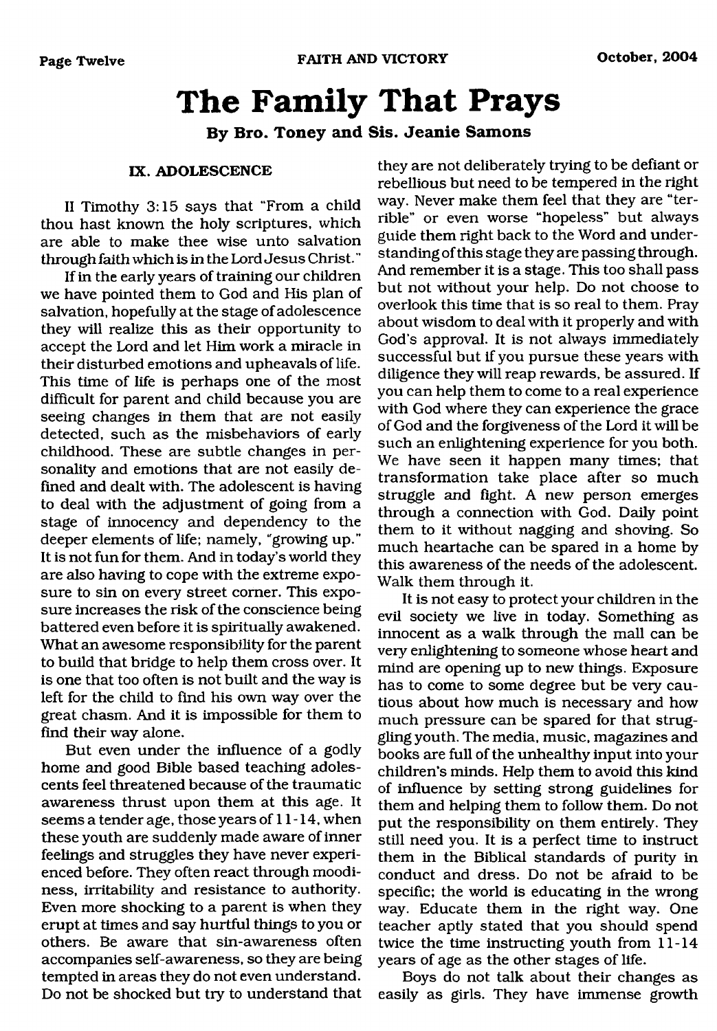# The Family That Prays

**By Bro. Toney and Sis. Jeanie Samons**

### IX. ADOLESCENCE

II Timothy 3:15 says that "From a child thou hast known the holy scriptures, which are able to make thee wise unto salvation through faith which is in the Lord Jesus Christ."

If in the early years of training our children we have pointed them to God and His plan of salvation, hopefully at the stage of adolescence they will realize this as their opportunity to accept the Lord and let Him work a miracle in their disturbed emotions and upheavals of life. This time of life is perhaps one of the most difficult for parent and child because you are seeing changes in them that are not easily detected, such as the misbehaviors of early childhood. These are subtle changes in personality and emotions that are not easily defined and dealt with. The adolescent is having to deal with the adjustment of going from a stage of innocency and dependency to the deeper elements of life; namely, "growing up." It is not fun for them. And in today's world they are also having to cope with the extreme exposure to sin on every street corner. This exposure increases the risk of the conscience being battered even before it is spiritually awakened. What an awesome responsibility for the parent to build that bridge to help them cross over. It is one that too often is not built and the way is left for the child to find his own way over the great chasm. And it is impossible for them to find their way alone.

But even under the influence of a godly home and good Bible based teaching adolescents feel threatened because of the traumatic awareness thrust upon them at this age. It seems a tender age, those years of 11-14, when these youth are suddenly made aware of inner feelings and struggles they have never experienced before. They often react through moodiness, irritability and resistance to authority. Even more shocking to a parent is when they erupt at times and say hurtful things to you or others. Be aware that sin-awareness often accompanies self-awareness, so they are being tempted in areas they do not even understand. Do not be shocked but try to understand that they are not deliberately trying to be defiant or rebellious but need to be tempered in the right way. Never make them feel that they are "terrible" or even worse "hopeless" but always guide them right back to the Word and understanding of this stage they are passing through. And remember it is a stage. This too shall pass but not without your help. Do not choose to overlook this time that is so real to them. Pray about wisdom to deal with it properly and with God's approval. It is not always immediately successful but if you pursue these years with diligence they will reap rewards, be assured. If you can help them to come to a real experience with God where they can experience the grace of God and the forgiveness of the Lord it will be such an enlightening experience for you both. We have seen it happen many times; that transformation take place after so much struggle and fight. A new person emerges through a connection with God. Daily point them to it without nagging and shoving. So much heartache can be spared in a home by this awareness of the needs of the adolescent. Walk them through it.

It is not easy to protect your children in the evil society we live in today. Something as innocent as a walk through the mall can be very enlightening to someone whose heart and mind are opening up to new things. Exposure has to come to some degree but be very cautious about how much is necessary and how much pressure can be spared for that struggling youth. The media, music, magazines and books are full of the unhealthy input into your children's minds. Help them to avoid this kind of influence by setting strong guidelines for them and helping them to follow them. Do not put the responsibility on them entirely. They still need you. It is a perfect time to instruct them in the Biblical standards of purity in conduct and dress. Do not be afraid to be specific; the world is educating in the wrong way. Educate them in the right way. One teacher aptly stated that you should spend twice the time instructing youth from 11-14 years of age as the other stages of life.

Boys do not talk about their changes as easily as girls. They have immense growth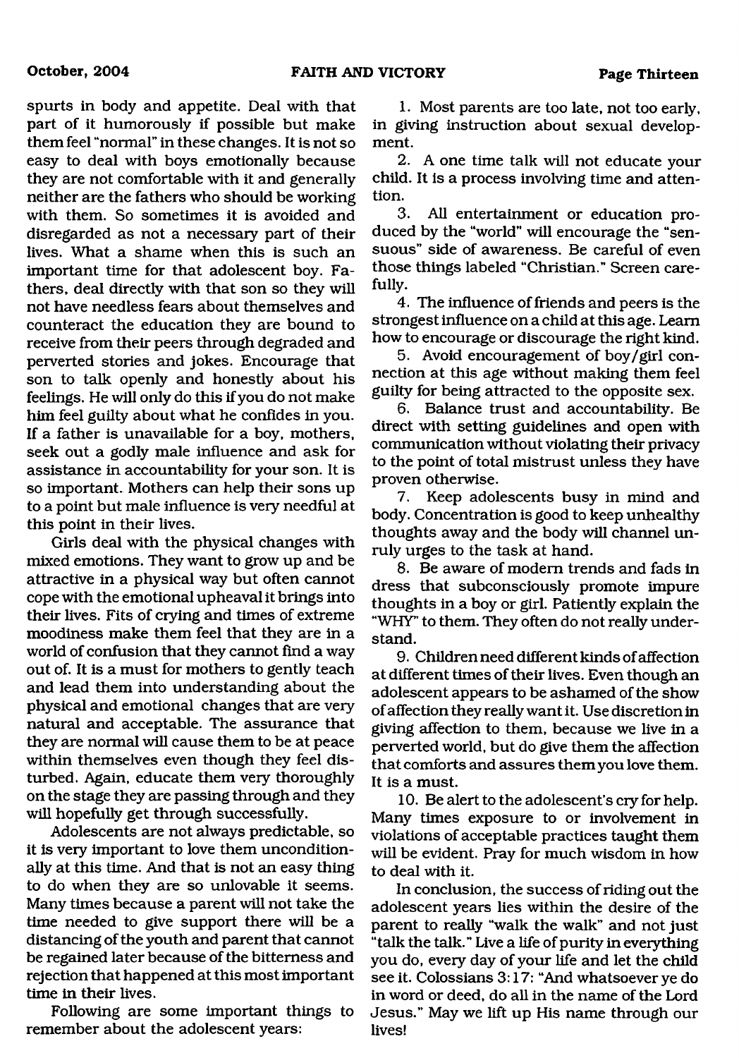spurts in body and appetite. Deal with that part of it humorously if possible but make them feel "normal" in these changes. It is not so easy to deal with boys emotionally because they are not comfortable with it and generally neither are the fathers who should be working with them. So sometimes it is avoided and disregarded as not a necessary part of their lives. What a shame when this is such an important time for that adolescent boy. Fathers, deal directly with that son so they will not have needless fears about themselves and counteract the education they are bound to receive from their peers through degraded and perverted stories and jokes. Encourage that son to talk openly and honestly about his feelings. He will only do this if you do not make him feel guilty about what he confides in you. If a father is unavailable for a boy, mothers, seek out a godly male influence and ask for assistance in accountability for your son. It is so important. Mothers can help their sons up to a point but male influence is very needful at this point in their lives.

Girls deal with the physical changes with mixed emotions. They want to grow up and be attractive in a physical way but often cannot cope with the emotional upheaval it brings into their lives. Fits of crying and times of extreme moodiness make them feel that they are in a world of confusion that they cannot find a way out of. It is a must for mothers to gently teach and lead them into understanding about the physical and emotional changes that are very natural and acceptable. The assurance that they are normal will cause them to be at peace within themselves even though they feel disturbed. Again, educate them very thoroughly on the stage they are passing through and they will hopefully get through successfully.

Adolescents are not always predictable, so it is very important to love them unconditionally at this time. And that is not an easy thing to do when they are so unlovable it seems. Many times because a parent will not take the time needed to give support there will be a distancing of the youth and parent that cannot be regained later because of the bitterness and rejection that happened at this most important time in their lives.

Following are some important things to remember about the adolescent years:

1. Most parents are too late, not too early, in giving instruction about sexual development.

2. A one time talk will not educate your child. It is a process involving time and attention.

3. All entertainment or education produced by the "world" will encourage the "sensuous" side of awareness. Be careful of even those things labeled "Christian." Screen carefully.

4. The influence of friends and peers is the strongest influence on a child at this age. Learn how to encourage or discourage the right kind.

5. Avoid encouragement of boy/girl connection at this age without making them feel guilty for being attracted to the opposite sex.

6. Balance trust and accountability. Be direct with setting guidelines and open with communication without violating their privacy to the point of total mistrust unless they have proven otherwise.

7. Keep adolescents busy in mind and body. Concentration is good to keep unhealthy thoughts away and the body will channel unruly urges to the task at hand.

8. Be aware of modern trends and fads in dress that subconsciously promote impure thoughts in a boy or girl. Patiently explain the "WHY" to them. They often do not really understand.

9. Children need different kinds of affection at different times of their lives. Even though an adolescent appears to be ashamed of the show of affection they really want it. Use discretion in giving affection to them, because we live in a perverted world, but do give them the affection that comforts and assures them you love them. It is a must.

10. Be alert to the adolescent's cry for help. Many times exposure to or involvement in violations of acceptable practices taught them will be evident. Pray for much wisdom in how to deal with it.

In conclusion, the success of riding out the adolescent years lies within the desire of the parent to really "walk the walk" and not just "talk the talk." Live a life of purity in everything you do, every day of your life and let the child see it. Colossians 3:17: "And whatsoever ye do in word or deed, do all in the name of the Lord Jesus." May we lift up His name through our lives!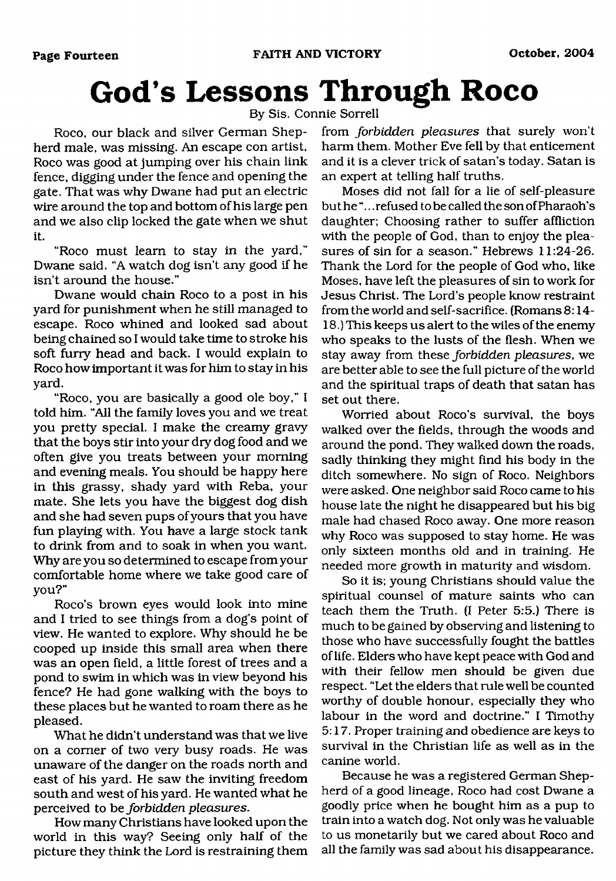# God's Lessons Through Roco

By Sis. Connie Sorrell

Roco, our black and silver German Shepherd male, was missing. An escape con artist, Roco was good at jumping over his chain link fence, digging under the fence and opening the gate. That was why Dwane had put an electric wire around the top and bottom of his large pen and we also clip locked the gate when we shut it.

"Roco must learn to stay in the yard," Dwane said. "A watch dog isn't any good if he isn't around the house."

Dwane would chain Roco to a post in his yard for punishment when he still managed to escape. Roco whined and looked sad about being chained so I would take time to stroke his soft furry head and back. I would explain to Roco how important it was for him to stay in his yard.

"Roco, you are basically a good ole boy," I told him. "All the family loves you and we treat you pretty special. I make the creamy gravy that the boys stir into your dry dog food and we often give you treats between your morning and evening meals. You should be happy here in this grassy, shady yard with Reba, your mate. She lets you have the biggest dog dish and she had seven pups of yours that you have fun playing with. You have a large stock tank to drink from and to soak in when you want. Why are you so determined to escape from your comfortable home where we take good care of you?"

Roco's brown eyes would look into mine and I tried to see things from a dog's point of view. He wanted to explore. Why should he be cooped up inside this small area when there was an open field, a little forest of trees and a pond to swim in which was in view beyond his fence? He had gone walking with the boys to these places but he wanted to roam there as he pleased.

What he didn't understand was that we live on a corner of two very busy roads. He was unaware of the danger on the roads north and east of his yard. He saw the inviting freedom south and west of his yard. He wanted what he perceived to be *forbidden pleasures.*

How many Christians have looked upon the world in this way? Seeing only half of the picture they think the Lord is restraining them from *forbidden pleasures* that surely won't harm them. Mother Eve fell by that enticement and it is a clever trick of satan's today. Satan is an expert at telling half truths.

Moses did not fall for a lie of self-pleasure but he "...refused to be called the son of Pharaoh's daughter; Choosing rather to suffer affliction with the people of God, than to enjoy the pleasures of sin for a season." Hebrews 11:24-26. Thank the Lord for the people of God who, like Moses, have left the pleasures of sin to work for Jesus Christ. The Lord's people know restraint from the world and self-sacrifice. (Romans 8:14-18.) This keeps us alert to the wiles of the enemy who speaks to the lusts of the flesh. When we stay away from these *forbidden pleasures,* we are better able to see the full picture of the world and the spiritual traps of death that satan has set out there.

Worried about Roco's survival, the boys walked over the fields, through the woods and around the pond. They walked down the roads, sadly thinking they might find his body in the ditch somewhere. No sign of Roco. Neighbors were asked. One neighbor said Roco came to his house late the night he disappeared but his big male had chased Roco away. One more reason why Roco was supposed to stay home. He was only sixteen months old and in training. He needed more growth in maturity and wisdom.

So it is; young Christians should value the spiritual counsel of mature saints who can teach them the Truth. (I Peter 5:5.) There is much to be gained by observing and listening to those who have successfully fought the battles of life. Elders who have kept peace with God and with their fellow men should be given due respect. "Let the elders that rule well be counted worthy of double honour, especially they who labour in the word and doctrine." I Timothy 5:17. Proper training and obedience are keys to survival in the Christian life as well as in the canine world.

Because he was a registered German Shepherd of a good lineage, Roco had cost Dwane a goodly price when he bought him as a pup to train into a watch dog. Not only was he valuable to us monetarily but we cared about Roco and all the family was sad about his disappearance.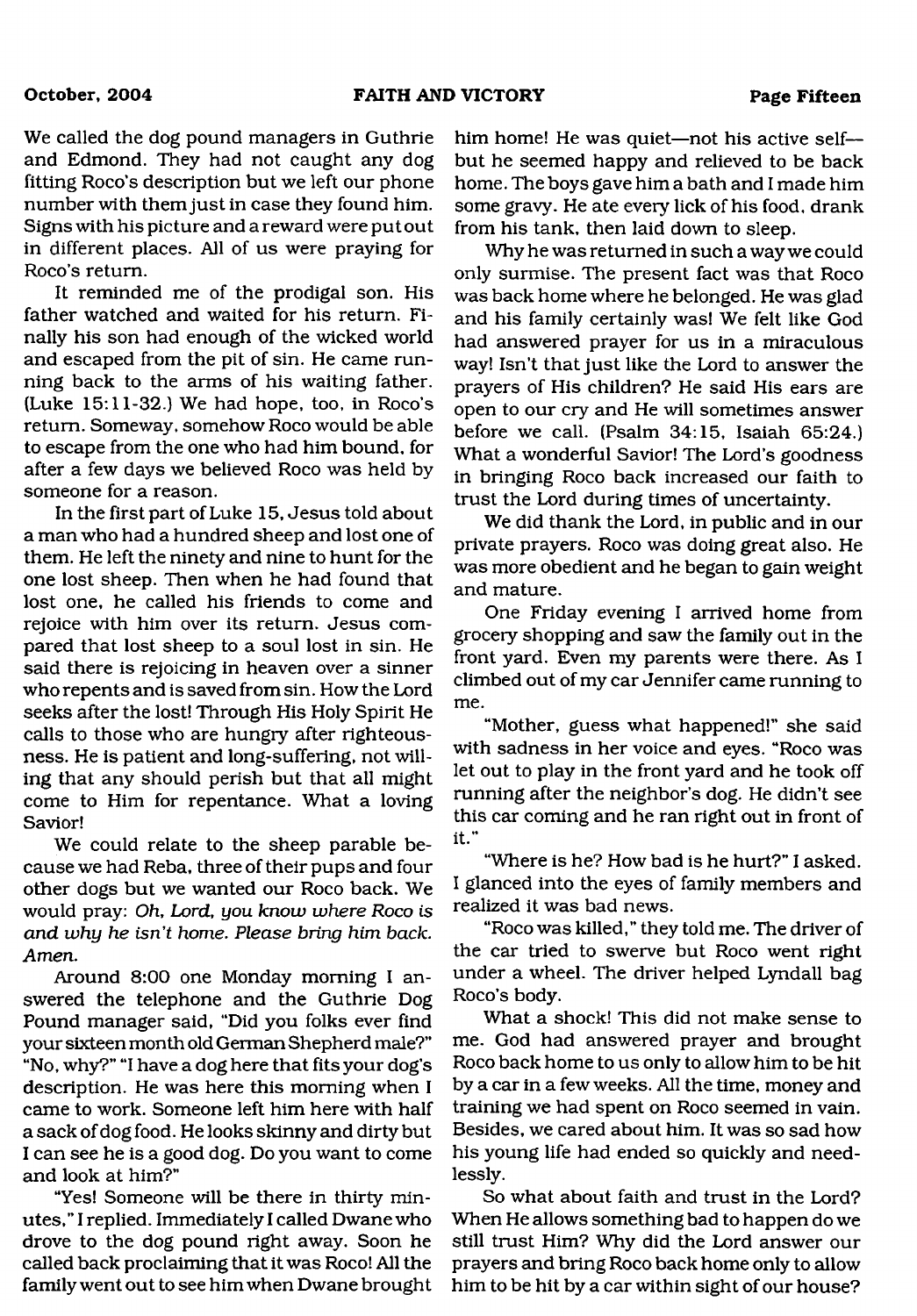We called the dog pound managers in Guthrie and Edmond. They had not caught any dog fitting Roco's description but we left our phone number with them just in case they found him. Signs with his picture and a reward were put out in different places. All of us were praying for Roco's return.

It reminded me of the prodigal son. His father watched and waited for his return. Finally his son had enough of the wicked world and escaped from the pit of sin. He came running back to the arms of his waiting father. (Luke 15:11-32.) We had hope, too, in Roco's return. Someway, somehow Roco would be able to escape from the one who had him bound, for after a few days we believed Roco was held by someone for a reason.

In the first part of Luke 15, Jesus told about a man who had a hundred sheep and lost one of them. He left the ninety and nine to hunt for the one lost sheep. Then when he had found that lost one, he called his friends to come and rejoice with him over its return. Jesus compared that lost sheep to a soul lost in sin. He said there is rejoicing in heaven over a sinner who repents and is saved from sin. How the Lord seeks after the lost! Through His Holy Spirit He calls to those who are hungry after righteousness. He is patient and long-suffering, not willing that any should perish but that all might come to Him for repentance. What a loving Savior!

We could relate to the sheep parable because we had Reba, three of their pups and four other dogs but we wanted our Roco back. We would pray: *Oh, Lord, you know where Roco is and why he isn't home. Please bring him back. Amen.*

Around 8:00 one Monday morning I answered the telephone and the Guthrie Dog Pound manager said, "Did you folks ever find your sixteen month old German Shepherd male?" "No, why?" "I have a dog here that fits your dog's description. He was here this morning when I came to work. Someone left him here with half a sack of dog food. He looks skinny and dirty but I can see he is a good dog. Do you want to come and look at him?"

"Yes! Someone will be there in thirty minutes," I replied. Immediately I called Dwane who drove to the dog pound right away. Soon he called back proclaiming that it was Roco! All the family went out to see him when Dwane brought him home! He was quiet—not his active self—but he seemed happy and relieved to be back home. The boys gave him a bath and I made him some gravy. He ate every lick of his food, drank from his tank, then laid down to sleep.

Why he was returned in such a way we could only surmise. The present fact was that Roco was back home where he belonged. He was glad and his family certainly was! We felt like God had answered prayer for us in a miraculous way! Isn't that just like the Lord to answer the prayers of His children? He said His ears are open to our cry and He will sometimes answer before we call. (Psalm 34:15, Isaiah 65:24.) What a wonderful Savior! The Lord's goodness in bringing Roco back increased our faith to trust the Lord during times of uncertainty.

We did thank the Lord, in public and in our private prayers. Roco was doing great also. He was more obedient and he began to gain weight and mature.

One Friday evening I arrived home from grocery shopping and saw the family out in the front yard. Even my parents were there. As I climbed out of my car Jennifer came running to me.

"Mother, guess what happened!" she said with sadness in her voice and eyes. "Roco was let out to play in the front yard and he took off running after the neighbor's dog. He didn't see this car coming and he ran right out in front of it."

"Where is he? How bad is he hurt?" I asked. I glanced into the eyes of family members and realized it was bad news.

"Roco was killed," they told me. The driver of the car tried to swerve but Roco went right under a wheel. The driver helped Lyndall bag Roco's body.

What a shock! This did not make sense to me. God had answered prayer and brought Roco back home to us only to allow him to be hit by a car in a few weeks. All the time, money and training we had spent on Roco seemed in vain. Besides, we cared about him. It was so sad how his young life had ended so quickly and needlessly.

So what about faith and trust in the Lord? When He allows something bad to happen do we still trust Him? Why did the Lord answer our prayers and bring Roco back home only to allow him to be hit by a car within sight of our house?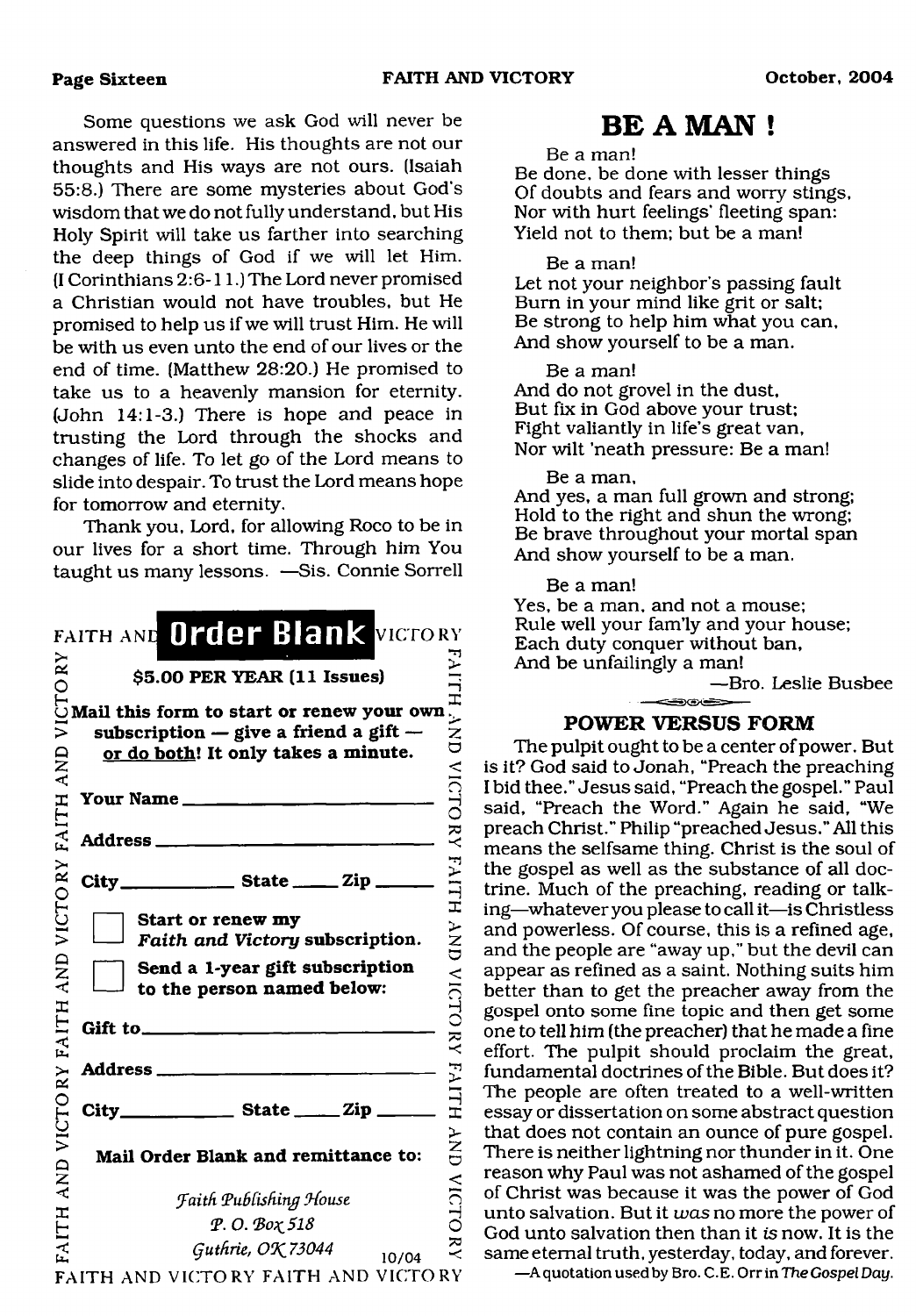Some questions we ask God will never be answered in this life. His thoughts are not our thoughts and His ways are not ours. (Isaiah 55:8.) There are some mysteries about God's wisdom that we do not fully understand, but His Holy Spirit will take us farther into searching the deep things of God if we will let Him. (I Corinthians 2:6-11.) The Lord never promised a Christian would not have troubles, but He promised to help us if we will trust Him. He will be with us even unto the end of our lives or the end of time. (Matthew 28:20.) He promised to take us to a heavenly mansion for eternity. (John 14:1-3.) There is hope and peace in trusting the Lord through the shocks and changes of life. To let go of the Lord means to slide into despair. To trust the Lord means hope for tomorrow and eternity.

Thank you, Lord, for allowing Roco to be in our lives for a short time. Through him You taught us many lessons. —Sis. Connie Sorrell

## Order Blank

**$5.00 PER YEAR (11 Issues)**

**Mail this form to start or renew your own subscription — give a friend a gift — or do both! It only takes a minute.**

**Your Name** \_\_\_\_\_\_\_\_\_\_\_\_\_\_\_\_\_\_\_\_

**Address** \_\_\_\_\_\_\_\_\_\_\_\_\_\_\_\_\_\_\_\_

**City**\_\_\_\_\_\_\_\_ **State** \_\_\_\_ **Zip** \_\_\_\_

☐ **Start or renew my *Faith and Victory* subscription.**

☐ **Send a 1-year gift subscription to the person named below:**

**Gift to**\_\_\_\_\_\_\_\_\_\_\_\_\_\_\_\_\_\_\_\_

**Address** \_\_\_\_\_\_\_\_\_\_\_\_\_\_\_\_\_\_\_\_

**City**\_\_\_\_\_\_\_\_ **State** \_\_\_\_ **Zip** \_\_\_\_

**Mail Order Blank and remittance to:**

*Faith Publishing House*
*P. O. Box 518*
*Guthrie, OK 73044*

10/04

# BE A MAN !

Be a man!
Be done, be done with lesser things
Of doubts and fears and worry stings,
Nor with hurt feelings' fleeting span:
Yield not to them; but be a man!

Be a man!
Let not your neighbor's passing fault
Burn in your mind like grit or salt;
Be strong to help him what you can,
And show yourself to be a man.

Be a man!
And do not grovel in the dust,
But fix in God above your trust;
Fight valiantly in life's great van,
Nor wilt 'neath pressure: Be a man!

Be a man,
And yes, a man full grown and strong;
Hold to the right and shun the wrong;
Be brave throughout your mortal span
And show yourself to be a man.

Be a man!
Yes, be a man, and not a mouse;
Rule well your fam'ly and your house;
Each duty conquer without ban,
And be unfailingly a man!

—Bro. Leslie Busbee

### POWER VERSUS FORM

The pulpit ought to be a center of power. But is it? God said to Jonah, "Preach the preaching I bid thee." Jesus said, "Preach the gospel." Paul said, "Preach the Word." Again he said, "We preach Christ." Philip "preached Jesus." All this means the selfsame thing. Christ is the soul of the gospel as well as the substance of all doctrine. Much of the preaching, reading or talking—whatever you please to call it—is Christless and powerless. Of course, this is a refined age, and the people are "away up," but the devil can appear as refined as a saint. Nothing suits him better than to get the preacher away from the gospel onto some fine topic and then get some one to tell him (the preacher) that he made a fine effort. The pulpit should proclaim the great, fundamental doctrines of the Bible. But does it? The people are often treated to a well-written essay or dissertation on some abstract question that does not contain an ounce of pure gospel. There is neither lightning nor thunder in it. One reason why Paul was not ashamed of the gospel of Christ was because it was the power of God unto salvation. But it *was* no more the power of God unto salvation then than it *is* now. It is the same eternal truth, yesterday, today, and forever.

—A quotation used by Bro. C.E. Orr in *The Gospel Day.*